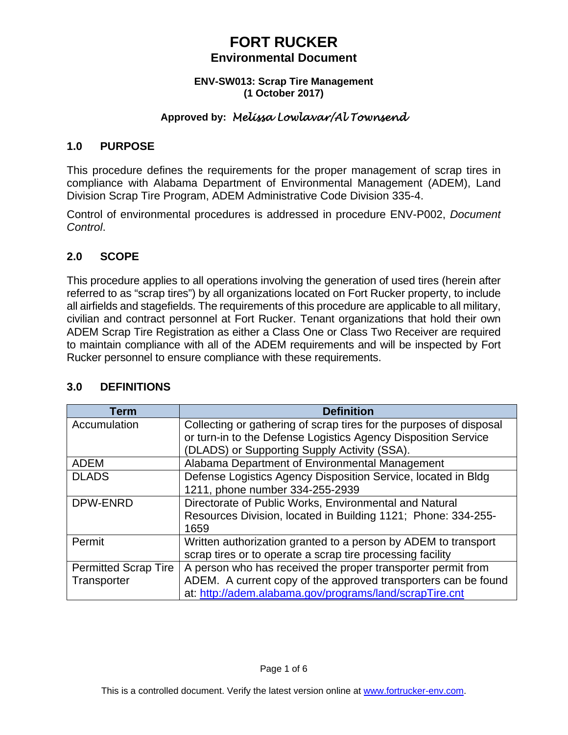# FORT RUCKER

## Environmental Document

**ENV-SW013: Scrap Tire Management**
**(1 October 2017)**

**Approved by:** *Melissa Lowlavar/Al Townsend*

## 1.0 PURPOSE

This procedure defines the requirements for the proper management of scrap tires in compliance with Alabama Department of Environmental Management (ADEM), Land Division Scrap Tire Program, ADEM Administrative Code Division 335-4.

Control of environmental procedures is addressed in procedure ENV-P002, *Document Control*.

## 2.0 SCOPE

This procedure applies to all operations involving the generation of used tires (herein after referred to as "scrap tires") by all organizations located on Fort Rucker property, to include all airfields and stagefields. The requirements of this procedure are applicable to all military, civilian and contract personnel at Fort Rucker. Tenant organizations that hold their own ADEM Scrap Tire Registration as either a Class One or Class Two Receiver are required to maintain compliance with all of the ADEM requirements and will be inspected by Fort Rucker personnel to ensure compliance with these requirements.

## 3.0 DEFINITIONS

| Term | Definition |
|---|---|
| Accumulation | Collecting or gathering of scrap tires for the purposes of disposal or turn-in to the Defense Logistics Agency Disposition Service (DLADS) or Supporting Supply Activity (SSA). |
| ADEM | Alabama Department of Environmental Management |
| DLADS | Defense Logistics Agency Disposition Service, located in Bldg 1211, phone number 334-255-2939 |
| DPW-ENRD | Directorate of Public Works, Environmental and Natural Resources Division, located in Building 1121; Phone: 334-255-1659 |
| Permit | Written authorization granted to a person by ADEM to transport scrap tires or to operate a scrap tire processing facility |
| Permitted Scrap Tire Transporter | A person who has received the proper transporter permit from ADEM. A current copy of the approved transporters can be found at: [http://adem.alabama.gov/programs/land/scrapTire.cnt](http://adem.alabama.gov/programs/land/scrapTire.cnt) |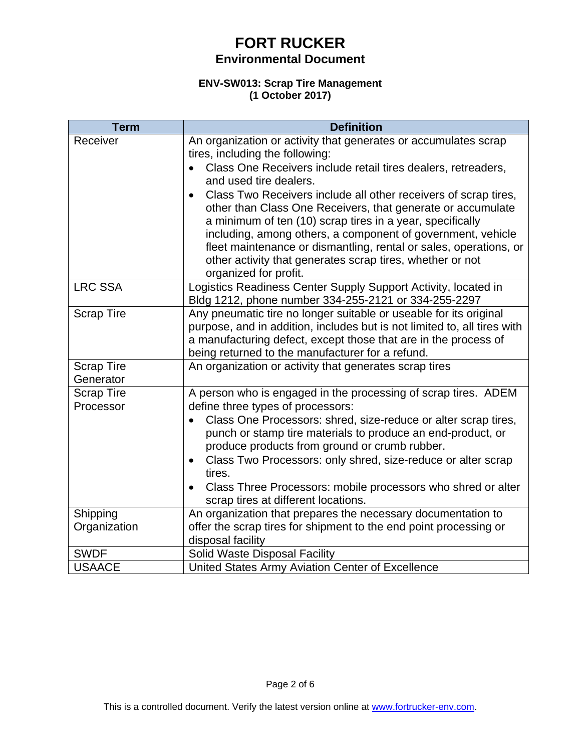# FORT RUCKER
## Environmental Document

**ENV-SW013: Scrap Tire Management**
**(1 October 2017)**

| Term | Definition |
|---|---|
| Receiver | An organization or activity that generates or accumulates scrap tires, including the following:<br>• Class One Receivers include retail tires dealers, retreaders, and used tire dealers.<br>• Class Two Receivers include all other receivers of scrap tires, other than Class One Receivers, that generate or accumulate a minimum of ten (10) scrap tires in a year, specifically including, among others, a component of government, vehicle fleet maintenance or dismantling, rental or sales, operations, or other activity that generates scrap tires, whether or not organized for profit. |
| LRC SSA | Logistics Readiness Center Supply Support Activity, located in Bldg 1212, phone number 334-255-2121 or 334-255-2297 |
| Scrap Tire | Any pneumatic tire no longer suitable or useable for its original purpose, and in addition, includes but is not limited to, all tires with a manufacturing defect, except those that are in the process of being returned to the manufacturer for a refund. |
| Scrap Tire Generator | An organization or activity that generates scrap tires |
| Scrap Tire Processor | A person who is engaged in the processing of scrap tires. ADEM define three types of processors:<br>• Class One Processors: shred, size-reduce or alter scrap tires, punch or stamp tire materials to produce an end-product, or produce products from ground or crumb rubber.<br>• Class Two Processors: only shred, size-reduce or alter scrap tires.<br>• Class Three Processors: mobile processors who shred or alter scrap tires at different locations. |
| Shipping Organization | An organization that prepares the necessary documentation to offer the scrap tires for shipment to the end point processing or disposal facility |
| SWDF | Solid Waste Disposal Facility |
| USAACE | United States Army Aviation Center of Excellence |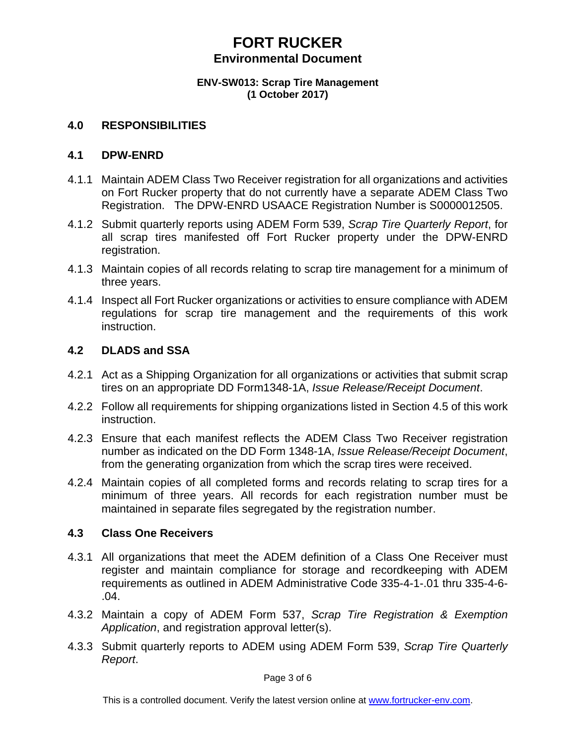## 4.0 RESPONSIBILITIES

### 4.1 DPW-ENRD

4.1.1 Maintain ADEM Class Two Receiver registration for all organizations and activities on Fort Rucker property that do not currently have a separate ADEM Class Two Registration. The DPW-ENRD USAACE Registration Number is S0000012505.

4.1.2 Submit quarterly reports using ADEM Form 539, *Scrap Tire Quarterly Report*, for all scrap tires manifested off Fort Rucker property under the DPW-ENRD registration.

4.1.3 Maintain copies of all records relating to scrap tire management for a minimum of three years.

4.1.4 Inspect all Fort Rucker organizations or activities to ensure compliance with ADEM regulations for scrap tire management and the requirements of this work instruction.

### 4.2 DLADS and SSA

4.2.1 Act as a Shipping Organization for all organizations or activities that submit scrap tires on an appropriate DD Form1348-1A, *Issue Release/Receipt Document*.

4.2.2 Follow all requirements for shipping organizations listed in Section 4.5 of this work instruction.

4.2.3 Ensure that each manifest reflects the ADEM Class Two Receiver registration number as indicated on the DD Form 1348-1A, *Issue Release/Receipt Document*, from the generating organization from which the scrap tires were received.

4.2.4 Maintain copies of all completed forms and records relating to scrap tires for a minimum of three years. All records for each registration number must be maintained in separate files segregated by the registration number.

### 4.3 Class One Receivers

4.3.1 All organizations that meet the ADEM definition of a Class One Receiver must register and maintain compliance for storage and recordkeeping with ADEM requirements as outlined in ADEM Administrative Code 335-4-1-.01 thru 335-4-6-.04.

4.3.2 Maintain a copy of ADEM Form 537, *Scrap Tire Registration & Exemption Application*, and registration approval letter(s).

4.3.3 Submit quarterly reports to ADEM using ADEM Form 539, *Scrap Tire Quarterly Report*.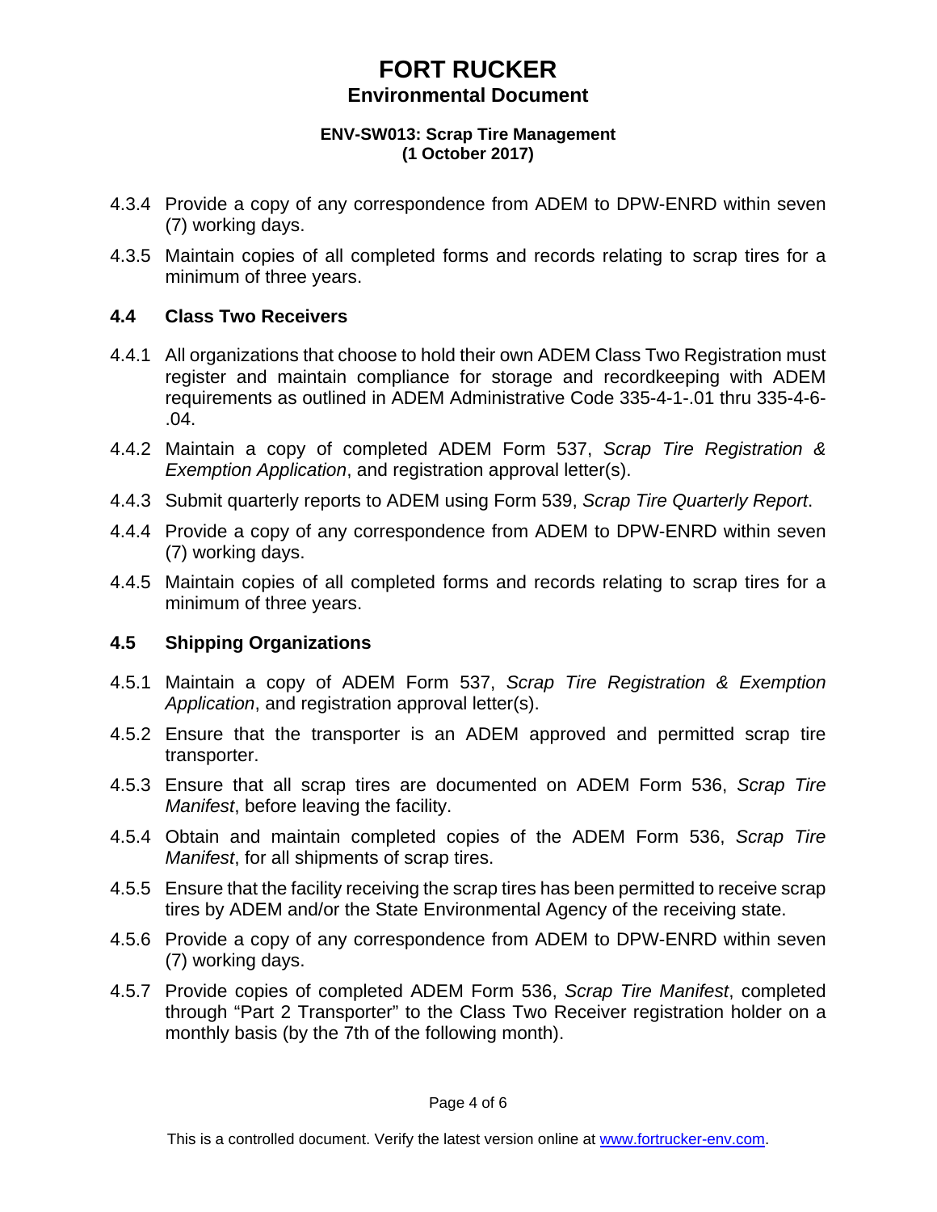4.3.4 Provide a copy of any correspondence from ADEM to DPW-ENRD within seven (7) working days.

4.3.5 Maintain copies of all completed forms and records relating to scrap tires for a minimum of three years.

### 4.4 Class Two Receivers

4.4.1 All organizations that choose to hold their own ADEM Class Two Registration must register and maintain compliance for storage and recordkeeping with ADEM requirements as outlined in ADEM Administrative Code 335-4-1-.01 thru 335-4-6-.04.

4.4.2 Maintain a copy of completed ADEM Form 537, *Scrap Tire Registration & Exemption Application*, and registration approval letter(s).

4.4.3 Submit quarterly reports to ADEM using Form 539, *Scrap Tire Quarterly Report*.

4.4.4 Provide a copy of any correspondence from ADEM to DPW-ENRD within seven (7) working days.

4.4.5 Maintain copies of all completed forms and records relating to scrap tires for a minimum of three years.

### 4.5 Shipping Organizations

4.5.1 Maintain a copy of ADEM Form 537, *Scrap Tire Registration & Exemption Application*, and registration approval letter(s).

4.5.2 Ensure that the transporter is an ADEM approved and permitted scrap tire transporter.

4.5.3 Ensure that all scrap tires are documented on ADEM Form 536, *Scrap Tire Manifest*, before leaving the facility.

4.5.4 Obtain and maintain completed copies of the ADEM Form 536, *Scrap Tire Manifest*, for all shipments of scrap tires.

4.5.5 Ensure that the facility receiving the scrap tires has been permitted to receive scrap tires by ADEM and/or the State Environmental Agency of the receiving state.

4.5.6 Provide a copy of any correspondence from ADEM to DPW-ENRD within seven (7) working days.

4.5.7 Provide copies of completed ADEM Form 536, *Scrap Tire Manifest*, completed through "Part 2 Transporter" to the Class Two Receiver registration holder on a monthly basis (by the 7th of the following month).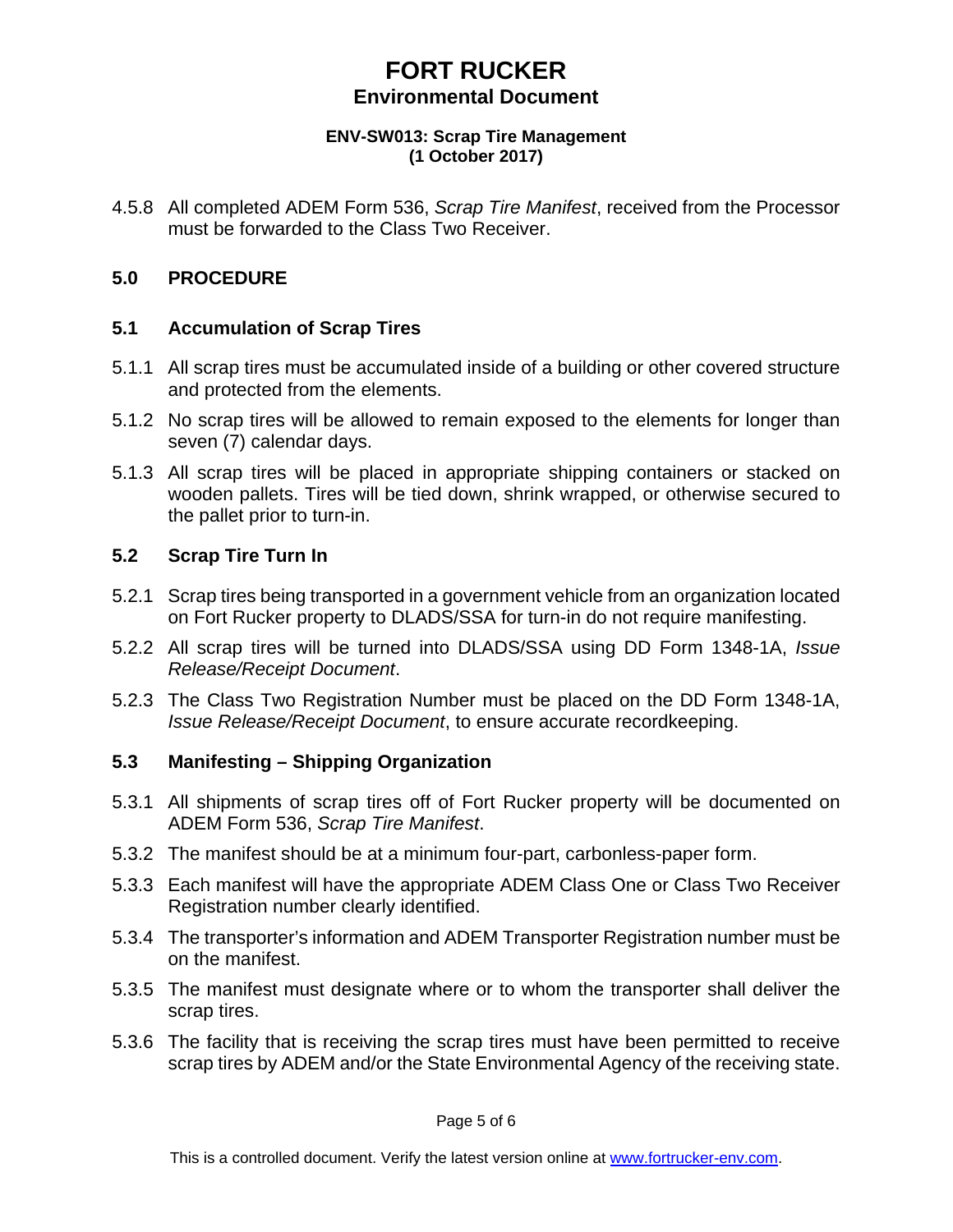4.5.8 All completed ADEM Form 536, *Scrap Tire Manifest*, received from the Processor must be forwarded to the Class Two Receiver.

## 5.0 PROCEDURE

### 5.1 Accumulation of Scrap Tires

5.1.1 All scrap tires must be accumulated inside of a building or other covered structure and protected from the elements.

5.1.2 No scrap tires will be allowed to remain exposed to the elements for longer than seven (7) calendar days.

5.1.3 All scrap tires will be placed in appropriate shipping containers or stacked on wooden pallets. Tires will be tied down, shrink wrapped, or otherwise secured to the pallet prior to turn-in.

### 5.2 Scrap Tire Turn In

5.2.1 Scrap tires being transported in a government vehicle from an organization located on Fort Rucker property to DLADS/SSA for turn-in do not require manifesting.

5.2.2 All scrap tires will be turned into DLADS/SSA using DD Form 1348-1A, *Issue Release/Receipt Document*.

5.2.3 The Class Two Registration Number must be placed on the DD Form 1348-1A, *Issue Release/Receipt Document*, to ensure accurate recordkeeping.

### 5.3 Manifesting – Shipping Organization

5.3.1 All shipments of scrap tires off of Fort Rucker property will be documented on ADEM Form 536, *Scrap Tire Manifest*.

5.3.2 The manifest should be at a minimum four-part, carbonless-paper form.

5.3.3 Each manifest will have the appropriate ADEM Class One or Class Two Receiver Registration number clearly identified.

5.3.4 The transporter's information and ADEM Transporter Registration number must be on the manifest.

5.3.5 The manifest must designate where or to whom the transporter shall deliver the scrap tires.

5.3.6 The facility that is receiving the scrap tires must have been permitted to receive scrap tires by ADEM and/or the State Environmental Agency of the receiving state.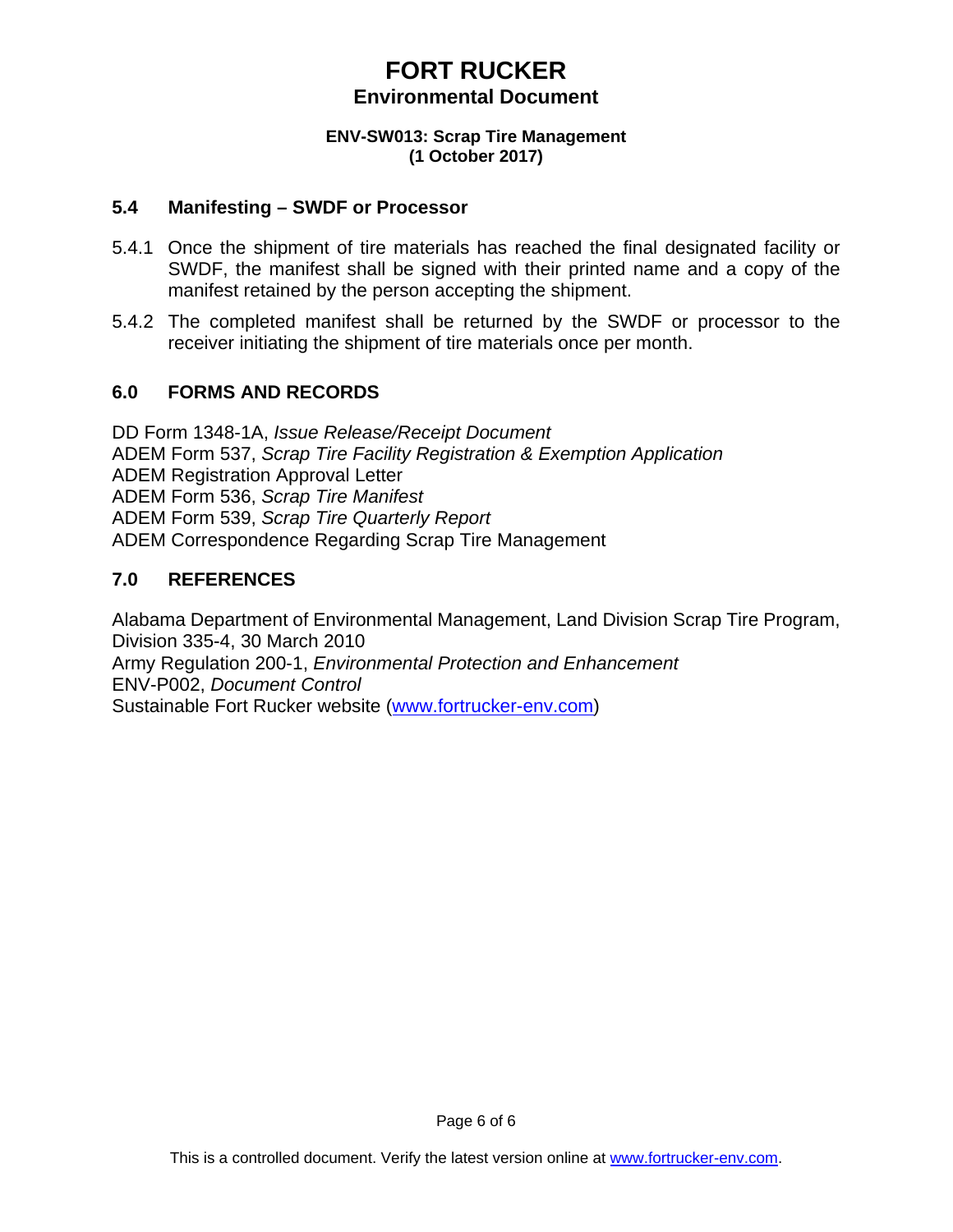## 5.4 Manifesting – SWDF or Processor

5.4.1 Once the shipment of tire materials has reached the final designated facility or SWDF, the manifest shall be signed with their printed name and a copy of the manifest retained by the person accepting the shipment.

5.4.2 The completed manifest shall be returned by the SWDF or processor to the receiver initiating the shipment of tire materials once per month.

## 6.0 FORMS AND RECORDS

DD Form 1348-1A, *Issue Release/Receipt Document*
ADEM Form 537, *Scrap Tire Facility Registration & Exemption Application*
ADEM Registration Approval Letter
ADEM Form 536, *Scrap Tire Manifest*
ADEM Form 539, *Scrap Tire Quarterly Report*
ADEM Correspondence Regarding Scrap Tire Management

## 7.0 REFERENCES

Alabama Department of Environmental Management, Land Division Scrap Tire Program, Division 335-4, 30 March 2010
Army Regulation 200-1, *Environmental Protection and Enhancement*
ENV-P002, *Document Control*
Sustainable Fort Rucker website (www.fortrucker-env.com)